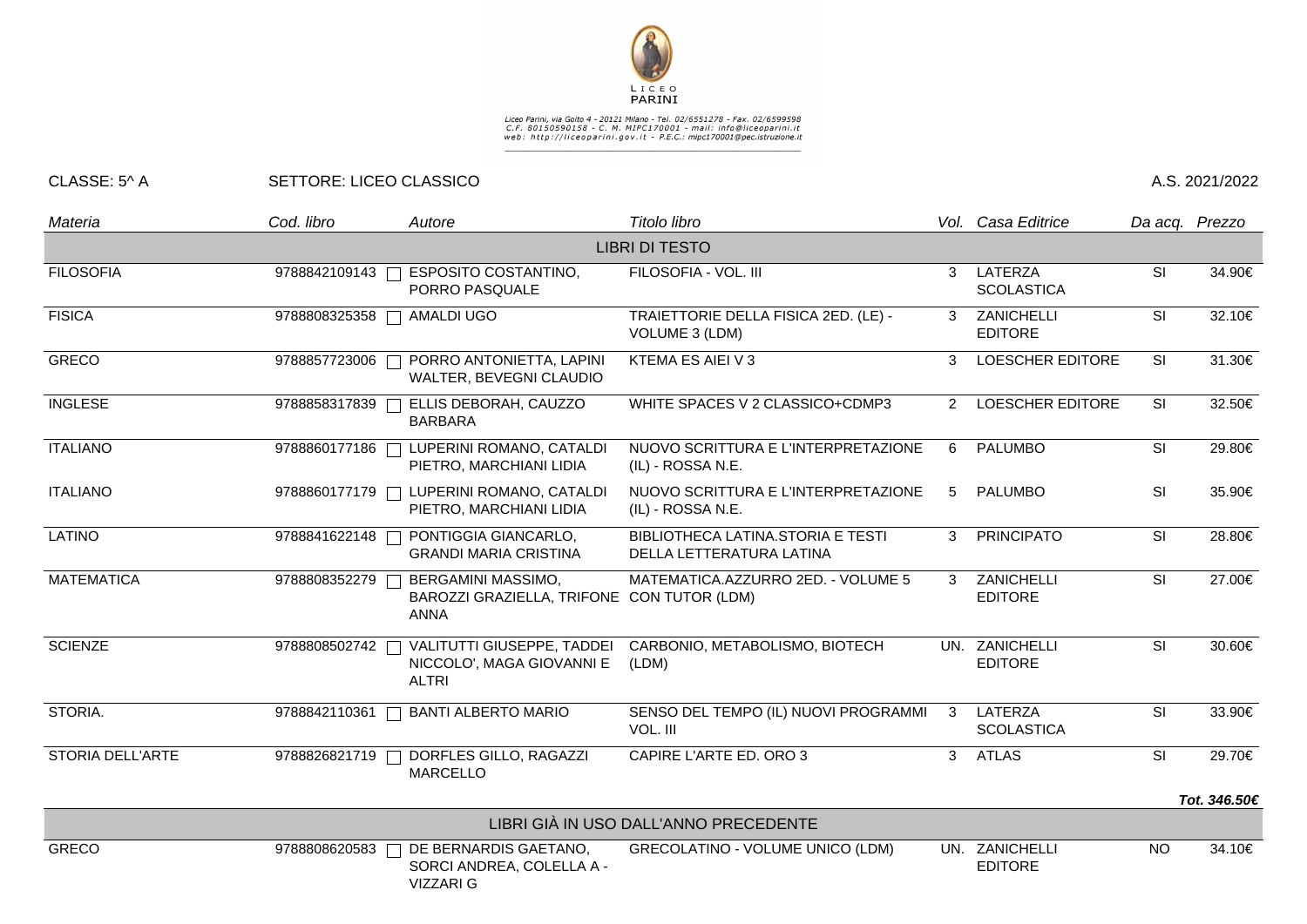LICEO PARINI

Liceo Parini, via Goito 4 - 20121 Milano - Tel. 02/6551278 - Fax. 02/6599598
C.F. 80150590158 - C. M. MIPC170001 - mail: info@liceoparini.it
web: http://liceoparini.gov.it - P.E.C.: mipc170001@pec.istruzione.it

CLASSE: 5^ A SETTORE: LICEO CLASSICO A.S. 2021/2022

| *Materia* | *Cod. libro* | *Autore* | *Titolo libro* | *Vol.* | *Casa Editrice* | *Da acq.* | *Prezzo* |
|---|---|---|---|---|---|---|---|
| | | | LIBRI DI TESTO | | | | |
| FILOSOFIA | 9788842109143 | ESPOSITO COSTANTINO, PORRO PASQUALE | FILOSOFIA - VOL. III | 3 | LATERZA SCOLASTICA | SI | 34.90€ |
| FISICA | 9788808325358 | AMALDI UGO | TRAIETTORIE DELLA FISICA 2ED. (LE) - VOLUME 3 (LDM) | 3 | ZANICHELLI EDITORE | SI | 32.10€ |
| GRECO | 9788857723006 | PORRO ANTONIETTA, LAPINI WALTER, BEVEGNI CLAUDIO | KTEMA ES AIEI V 3 | 3 | LOESCHER EDITORE | SI | 31.30€ |
| INGLESE | 9788858317839 | ELLIS DEBORAH, CAUZZO BARBARA | WHITE SPACES V 2 CLASSICO+CDMP3 | 2 | LOESCHER EDITORE | SI | 32.50€ |
| ITALIANO | 9788860177186 | LUPERINI ROMANO, CATALDI PIETRO, MARCHIANI LIDIA | NUOVO SCRITTURA E L'INTERPRETAZIONE (IL) - ROSSA N.E. | 6 | PALUMBO | SI | 29.80€ |
| ITALIANO | 9788860177179 | LUPERINI ROMANO, CATALDI PIETRO, MARCHIANI LIDIA | NUOVO SCRITTURA E L'INTERPRETAZIONE (IL) - ROSSA N.E. | 5 | PALUMBO | SI | 35.90€ |
| LATINO | 9788841622148 | PONTIGGIA GIANCARLO, GRANDI MARIA CRISTINA | BIBLIOTHECA LATINA.STORIA E TESTI DELLA LETTERATURA LATINA | 3 | PRINCIPATO | SI | 28.80€ |
| MATEMATICA | 9788808352279 | BERGAMINI MASSIMO, BAROZZI GRAZIELLA, TRIFONE ANNA | MATEMATICA.AZZURRO 2ED. - VOLUME 5 CON TUTOR (LDM) | 3 | ZANICHELLI EDITORE | SI | 27.00€ |
| SCIENZE | 9788808502742 | VALITUTTI GIUSEPPE, TADDEI NICCOLO', MAGA GIOVANNI E ALTRI | CARBONIO, METABOLISMO, BIOTECH (LDM) | UN. | ZANICHELLI EDITORE | SI | 30.60€ |
| STORIA. | 9788842110361 | BANTI ALBERTO MARIO | SENSO DEL TEMPO (IL) NUOVI PROGRAMMI VOL. III | 3 | LATERZA SCOLASTICA | SI | 33.90€ |
| STORIA DELL'ARTE | 9788826821719 | DORFLES GILLO, RAGAZZI MARCELLO | CAPIRE L'ARTE ED. ORO 3 | 3 | ATLAS | SI | 29.70€ |
| | | | | | | | ***Tot. 346.50€*** |
| | | | LIBRI GIÀ IN USO DALL'ANNO PRECEDENTE | | | | |
| GRECO | 9788808620583 | DE BERNARDIS GAETANO, SORCI ANDREA, COLELLA A - VIZZARI G | GRECOLATINO - VOLUME UNICO (LDM) | UN. | ZANICHELLI EDITORE | NO | 34.10€ |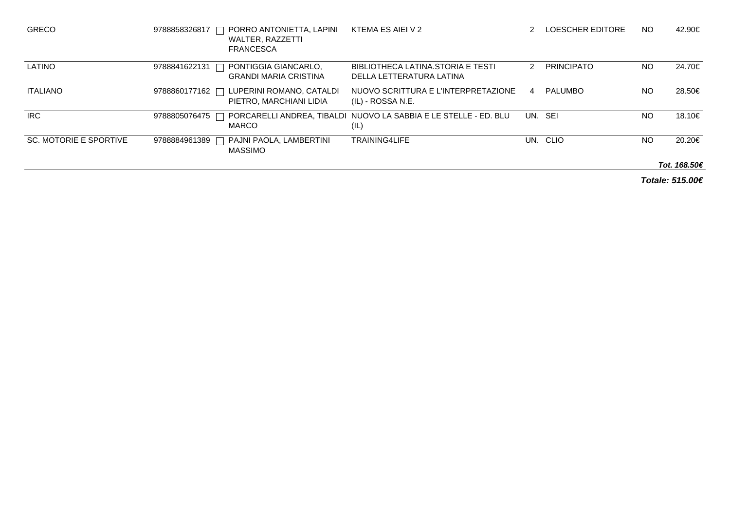| | | | | | | | |
|---|---|---|---|---|---|---|---|
| GRECO | 9788858326817 ☐ | PORRO ANTONIETTA, LAPINI WALTER, RAZZETTI FRANCESCA | KTEMA ES AIEI V 2 | 2 | LOESCHER EDITORE | NO | 42.90€ |
| LATINO | 9788841622131 ☐ | PONTIGGIA GIANCARLO, GRANDI MARIA CRISTINA | BIBLIOTHECA LATINA.STORIA E TESTI DELLA LETTERATURA LATINA | 2 | PRINCIPATO | NO | 24.70€ |
| ITALIANO | 9788860177162 ☐ | LUPERINI ROMANO, CATALDI PIETRO, MARCHIANI LIDIA | NUOVO SCRITTURA E L'INTERPRETAZIONE (IL) - ROSSA N.E. | 4 | PALUMBO | NO | 28.50€ |
| IRC | 9788805076475 ☐ | PORCARELLI ANDREA, TIBALDI MARCO | NUOVO LA SABBIA E LE STELLE - ED. BLU (IL) | UN. | SEI | NO | 18.10€ |
| SC. MOTORIE E SPORTIVE | 9788884961389 ☐ | PAJNI PAOLA, LAMBERTINI MASSIMO | TRAINING4LIFE | UN. | CLIO | NO | 20.20€ |
| | | | | | | | ***Tot. 168.50€*** |

***Totale: 515.00€***